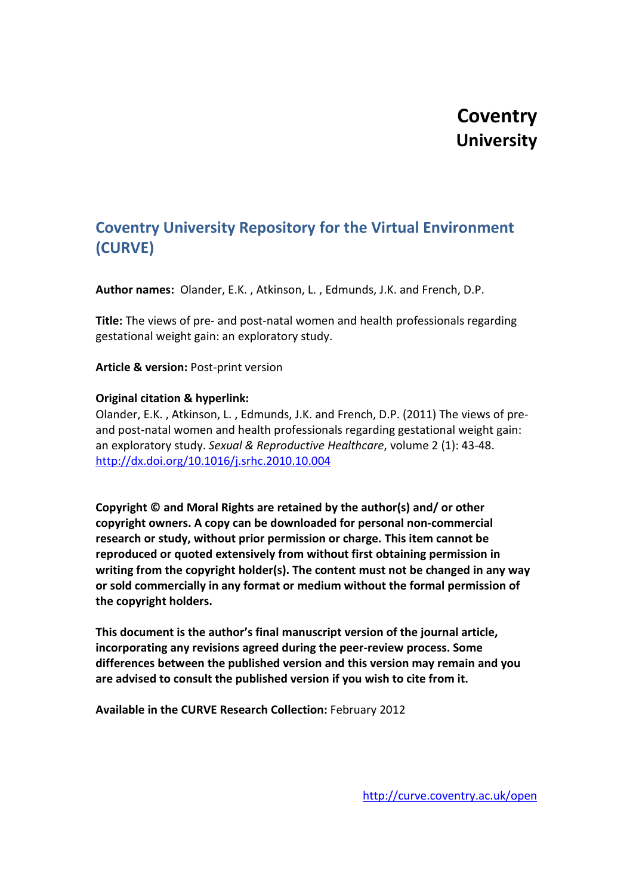# Coventry University

## Coventry University Repository for the Virtual Environment (CURVE)

**Author names:** Olander, E.K. , Atkinson, L. , Edmunds, J.K. and French, D.P.

**Title:** The views of pre- and post-natal women and health professionals regarding gestational weight gain: an exploratory study.

**Article & version:** Post-print version

**Original citation & hyperlink:**
Olander, E.K. , Atkinson, L. , Edmunds, J.K. and French, D.P. (2011) The views of pre- and post-natal women and health professionals regarding gestational weight gain: an exploratory study. *Sexual & Reproductive Healthcare*, volume 2 (1): 43-48.
http://dx.doi.org/10.1016/j.srhc.2010.10.004

**Copyright © and Moral Rights are retained by the author(s) and/ or other copyright owners. A copy can be downloaded for personal non-commercial research or study, without prior permission or charge. This item cannot be reproduced or quoted extensively from without first obtaining permission in writing from the copyright holder(s). The content must not be changed in any way or sold commercially in any format or medium without the formal permission of the copyright holders.**

**This document is the author's final manuscript version of the journal article, incorporating any revisions agreed during the peer-review process. Some differences between the published version and this version may remain and you are advised to consult the published version if you wish to cite from it.**

**Available in the CURVE Research Collection:** February 2012

http://curve.coventry.ac.uk/open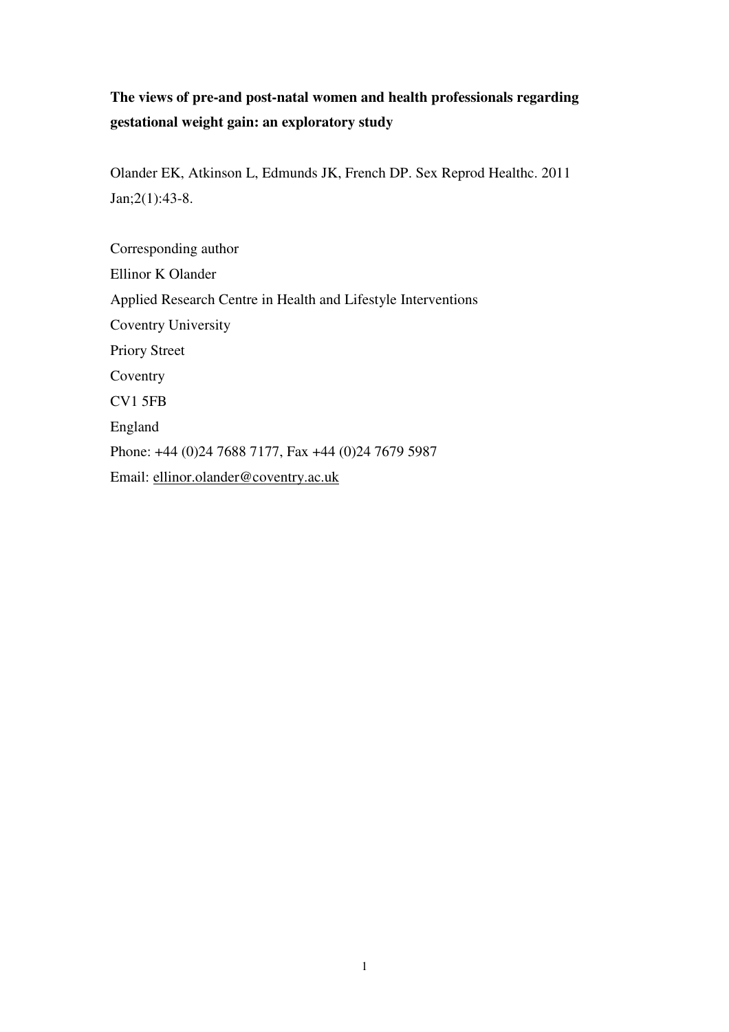**The views of pre-and post-natal women and health professionals regarding gestational weight gain: an exploratory study**

Olander EK, Atkinson L, Edmunds JK, French DP. Sex Reprod Healthc. 2011 Jan;2(1):43-8.

Corresponding author

Ellinor K Olander

Applied Research Centre in Health and Lifestyle Interventions

Coventry University

Priory Street

Coventry

CV1 5FB

England

Phone: +44 (0)24 7688 7177, Fax +44 (0)24 7679 5987

Email: ellinor.olander@coventry.ac.uk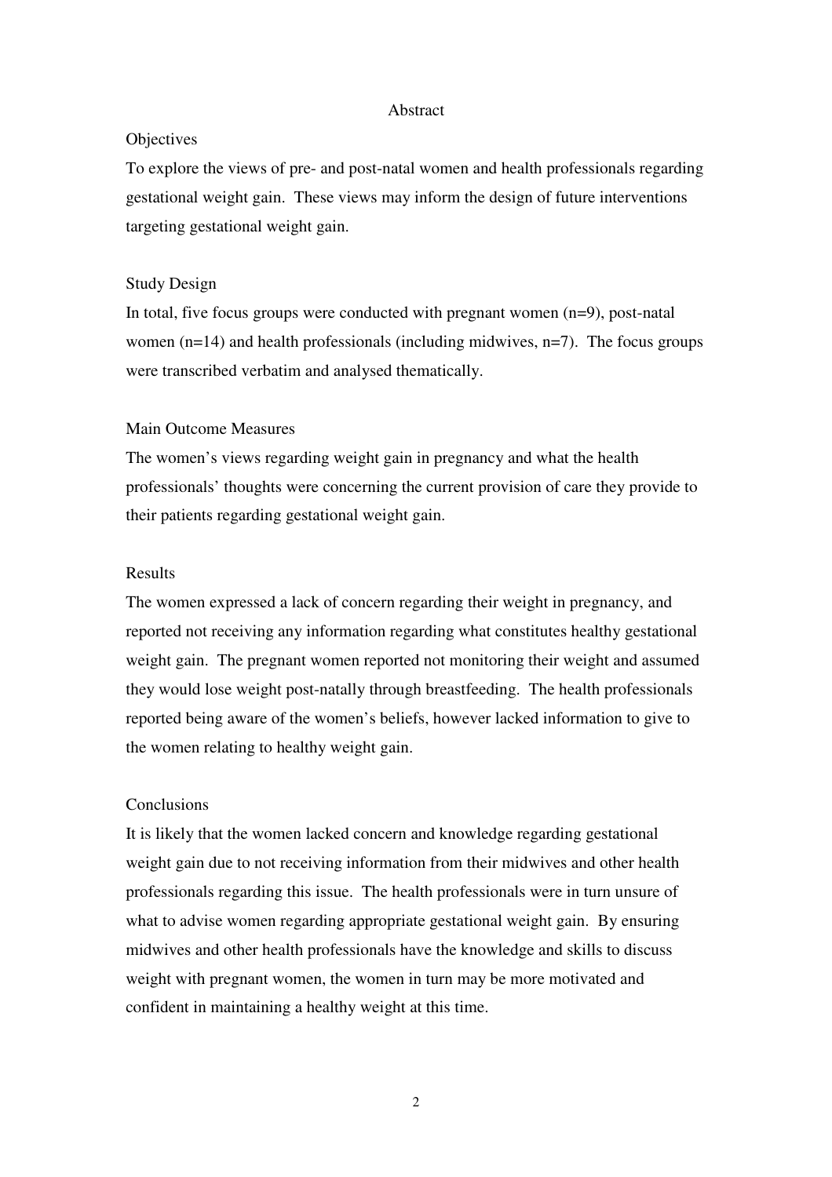# Abstract

## Objectives

To explore the views of pre- and post-natal women and health professionals regarding gestational weight gain. These views may inform the design of future interventions targeting gestational weight gain.

## Study Design

In total, five focus groups were conducted with pregnant women (n=9), post-natal women (n=14) and health professionals (including midwives, n=7). The focus groups were transcribed verbatim and analysed thematically.

## Main Outcome Measures

The women's views regarding weight gain in pregnancy and what the health professionals' thoughts were concerning the current provision of care they provide to their patients regarding gestational weight gain.

## Results

The women expressed a lack of concern regarding their weight in pregnancy, and reported not receiving any information regarding what constitutes healthy gestational weight gain. The pregnant women reported not monitoring their weight and assumed they would lose weight post-natally through breastfeeding. The health professionals reported being aware of the women's beliefs, however lacked information to give to the women relating to healthy weight gain.

## Conclusions

It is likely that the women lacked concern and knowledge regarding gestational weight gain due to not receiving information from their midwives and other health professionals regarding this issue. The health professionals were in turn unsure of what to advise women regarding appropriate gestational weight gain. By ensuring midwives and other health professionals have the knowledge and skills to discuss weight with pregnant women, the women in turn may be more motivated and confident in maintaining a healthy weight at this time.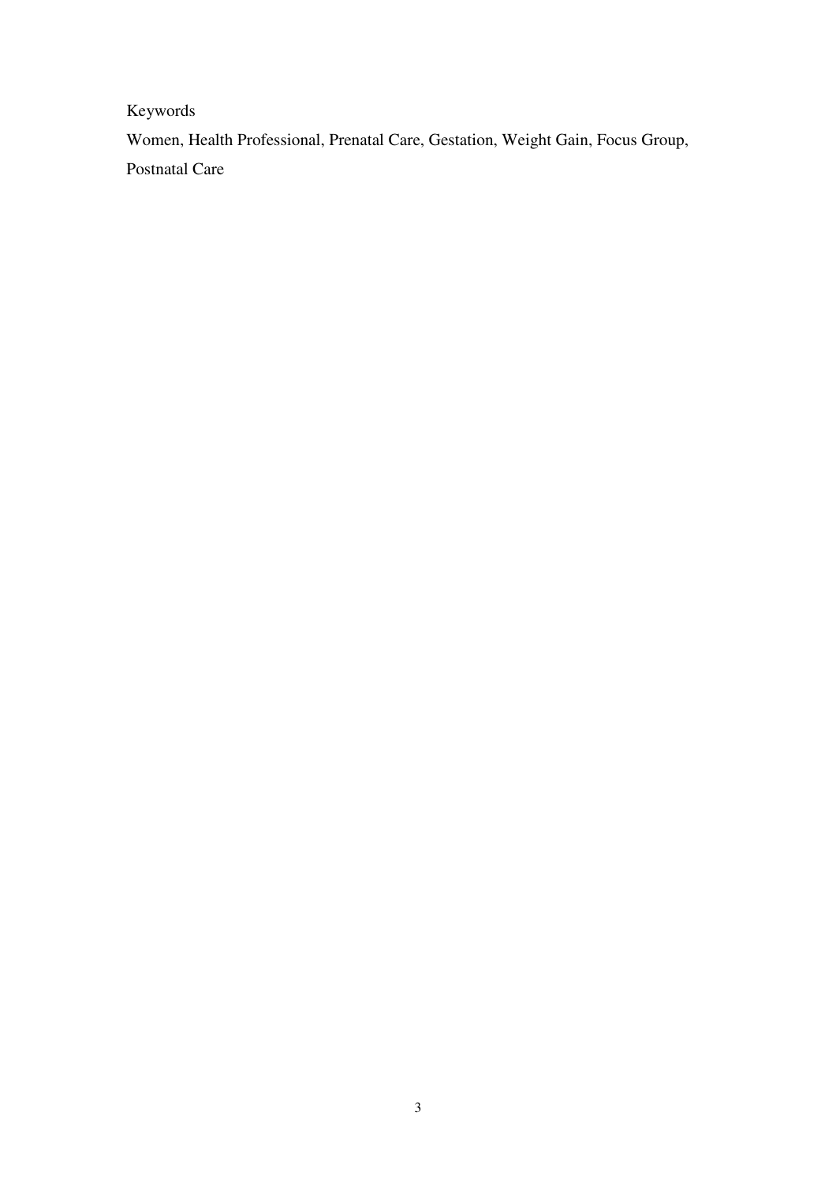Keywords

Women, Health Professional, Prenatal Care, Gestation, Weight Gain, Focus Group, Postnatal Care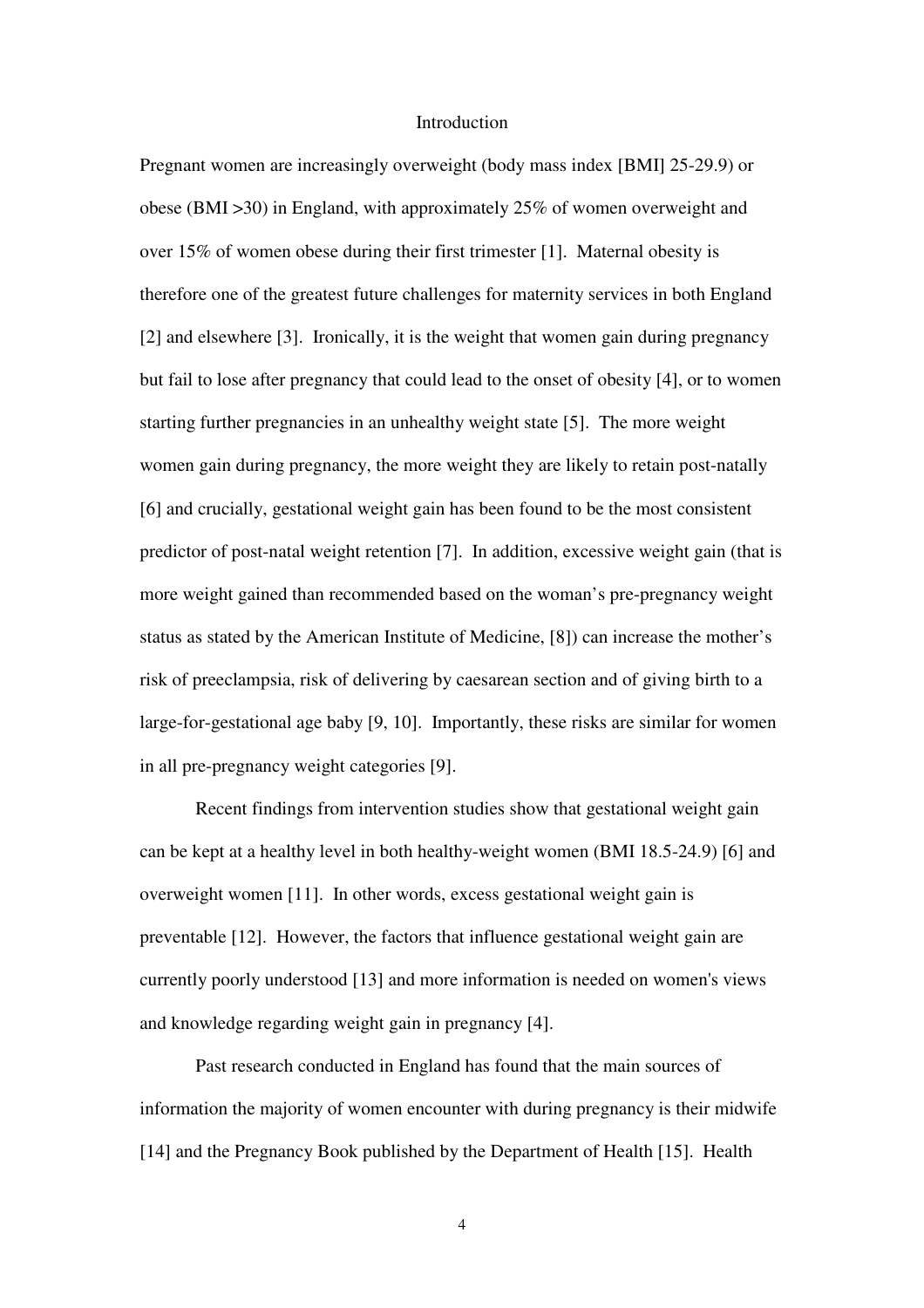## Introduction

Pregnant women are increasingly overweight (body mass index [BMI] 25-29.9) or obese (BMI >30) in England, with approximately 25% of women overweight and over 15% of women obese during their first trimester [1]. Maternal obesity is therefore one of the greatest future challenges for maternity services in both England [2] and elsewhere [3]. Ironically, it is the weight that women gain during pregnancy but fail to lose after pregnancy that could lead to the onset of obesity [4], or to women starting further pregnancies in an unhealthy weight state [5]. The more weight women gain during pregnancy, the more weight they are likely to retain post-natally [6] and crucially, gestational weight gain has been found to be the most consistent predictor of post-natal weight retention [7]. In addition, excessive weight gain (that is more weight gained than recommended based on the woman's pre-pregnancy weight status as stated by the American Institute of Medicine, [8]) can increase the mother's risk of preeclampsia, risk of delivering by caesarean section and of giving birth to a large-for-gestational age baby [9, 10]. Importantly, these risks are similar for women in all pre-pregnancy weight categories [9].

Recent findings from intervention studies show that gestational weight gain can be kept at a healthy level in both healthy-weight women (BMI 18.5-24.9) [6] and overweight women [11]. In other words, excess gestational weight gain is preventable [12]. However, the factors that influence gestational weight gain are currently poorly understood [13] and more information is needed on women's views and knowledge regarding weight gain in pregnancy [4].

Past research conducted in England has found that the main sources of information the majority of women encounter with during pregnancy is their midwife [14] and the Pregnancy Book published by the Department of Health [15]. Health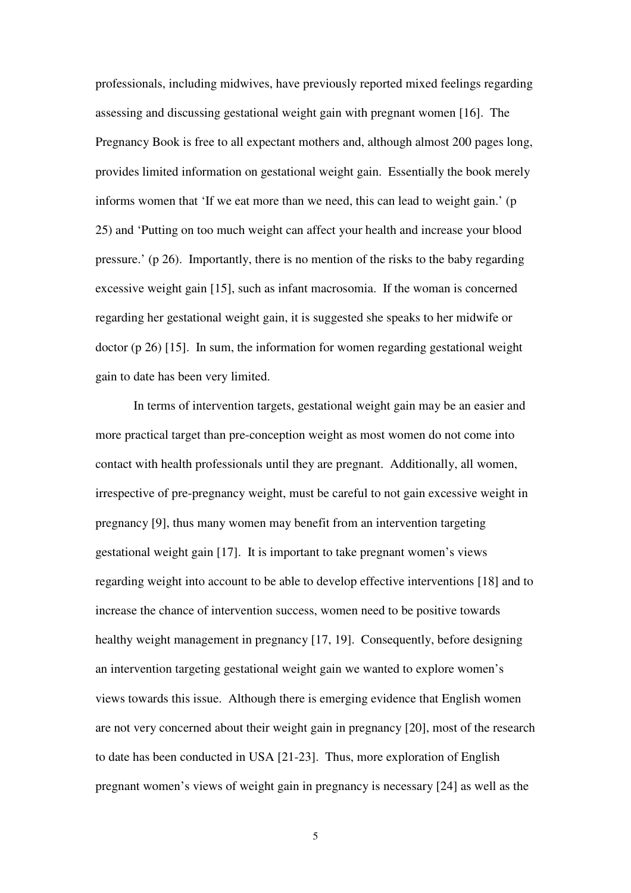professionals, including midwives, have previously reported mixed feelings regarding assessing and discussing gestational weight gain with pregnant women [16]. The Pregnancy Book is free to all expectant mothers and, although almost 200 pages long, provides limited information on gestational weight gain. Essentially the book merely informs women that 'If we eat more than we need, this can lead to weight gain.' (p 25) and 'Putting on too much weight can affect your health and increase your blood pressure.' (p 26). Importantly, there is no mention of the risks to the baby regarding excessive weight gain [15], such as infant macrosomia. If the woman is concerned regarding her gestational weight gain, it is suggested she speaks to her midwife or doctor (p 26) [15]. In sum, the information for women regarding gestational weight gain to date has been very limited.

In terms of intervention targets, gestational weight gain may be an easier and more practical target than pre-conception weight as most women do not come into contact with health professionals until they are pregnant. Additionally, all women, irrespective of pre-pregnancy weight, must be careful to not gain excessive weight in pregnancy [9], thus many women may benefit from an intervention targeting gestational weight gain [17]. It is important to take pregnant women's views regarding weight into account to be able to develop effective interventions [18] and to increase the chance of intervention success, women need to be positive towards healthy weight management in pregnancy [17, 19]. Consequently, before designing an intervention targeting gestational weight gain we wanted to explore women's views towards this issue. Although there is emerging evidence that English women are not very concerned about their weight gain in pregnancy [20], most of the research to date has been conducted in USA [21-23]. Thus, more exploration of English pregnant women's views of weight gain in pregnancy is necessary [24] as well as the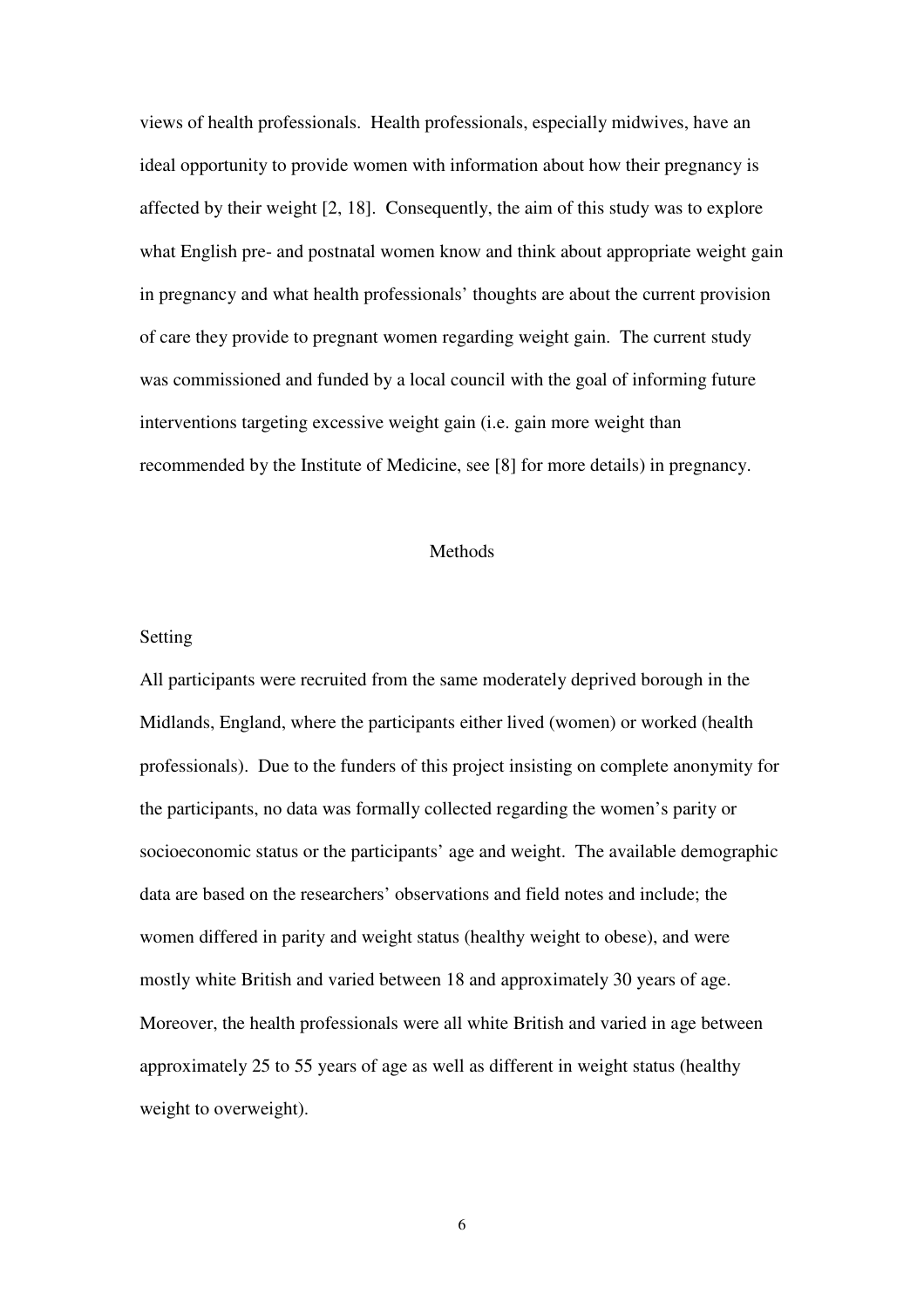views of health professionals. Health professionals, especially midwives, have an ideal opportunity to provide women with information about how their pregnancy is affected by their weight [2, 18]. Consequently, the aim of this study was to explore what English pre- and postnatal women know and think about appropriate weight gain in pregnancy and what health professionals' thoughts are about the current provision of care they provide to pregnant women regarding weight gain. The current study was commissioned and funded by a local council with the goal of informing future interventions targeting excessive weight gain (i.e. gain more weight than recommended by the Institute of Medicine, see [8] for more details) in pregnancy.

## Methods

### Setting

All participants were recruited from the same moderately deprived borough in the Midlands, England, where the participants either lived (women) or worked (health professionals). Due to the funders of this project insisting on complete anonymity for the participants, no data was formally collected regarding the women's parity or socioeconomic status or the participants' age and weight. The available demographic data are based on the researchers' observations and field notes and include; the women differed in parity and weight status (healthy weight to obese), and were mostly white British and varied between 18 and approximately 30 years of age. Moreover, the health professionals were all white British and varied in age between approximately 25 to 55 years of age as well as different in weight status (healthy weight to overweight).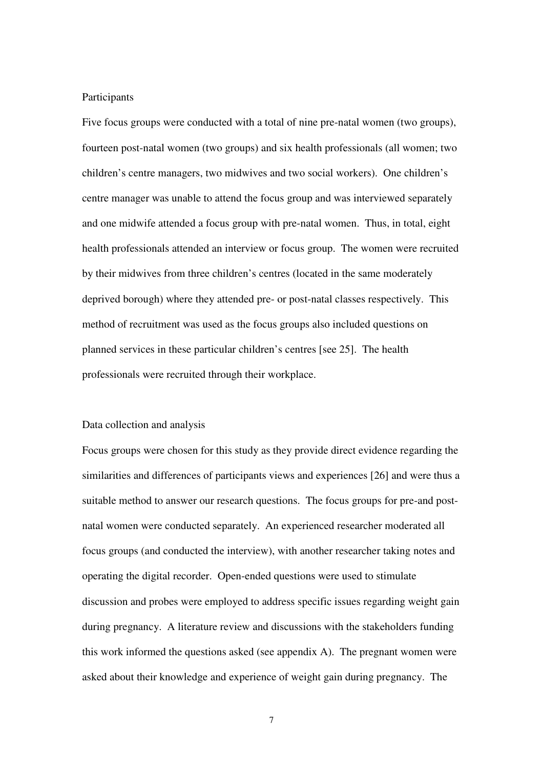### Participants

Five focus groups were conducted with a total of nine pre-natal women (two groups), fourteen post-natal women (two groups) and six health professionals (all women; two children's centre managers, two midwives and two social workers). One children's centre manager was unable to attend the focus group and was interviewed separately and one midwife attended a focus group with pre-natal women. Thus, in total, eight health professionals attended an interview or focus group. The women were recruited by their midwives from three children's centres (located in the same moderately deprived borough) where they attended pre- or post-natal classes respectively. This method of recruitment was used as the focus groups also included questions on planned services in these particular children's centres [see 25]. The health professionals were recruited through their workplace.

### Data collection and analysis

Focus groups were chosen for this study as they provide direct evidence regarding the similarities and differences of participants views and experiences [26] and were thus a suitable method to answer our research questions. The focus groups for pre-and post-natal women were conducted separately. An experienced researcher moderated all focus groups (and conducted the interview), with another researcher taking notes and operating the digital recorder. Open-ended questions were used to stimulate discussion and probes were employed to address specific issues regarding weight gain during pregnancy. A literature review and discussions with the stakeholders funding this work informed the questions asked (see appendix A). The pregnant women were asked about their knowledge and experience of weight gain during pregnancy. The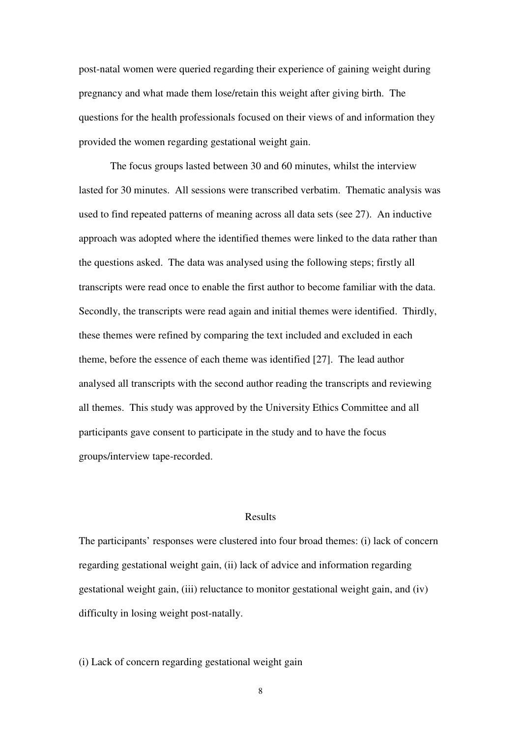post-natal women were queried regarding their experience of gaining weight during pregnancy and what made them lose/retain this weight after giving birth. The questions for the health professionals focused on their views of and information they provided the women regarding gestational weight gain.

The focus groups lasted between 30 and 60 minutes, whilst the interview lasted for 30 minutes. All sessions were transcribed verbatim. Thematic analysis was used to find repeated patterns of meaning across all data sets (see 27). An inductive approach was adopted where the identified themes were linked to the data rather than the questions asked. The data was analysed using the following steps; firstly all transcripts were read once to enable the first author to become familiar with the data. Secondly, the transcripts were read again and initial themes were identified. Thirdly, these themes were refined by comparing the text included and excluded in each theme, before the essence of each theme was identified [27]. The lead author analysed all transcripts with the second author reading the transcripts and reviewing all themes. This study was approved by the University Ethics Committee and all participants gave consent to participate in the study and to have the focus groups/interview tape-recorded.

## Results

The participants' responses were clustered into four broad themes: (i) lack of concern regarding gestational weight gain, (ii) lack of advice and information regarding gestational weight gain, (iii) reluctance to monitor gestational weight gain, and (iv) difficulty in losing weight post-natally.

### (i) Lack of concern regarding gestational weight gain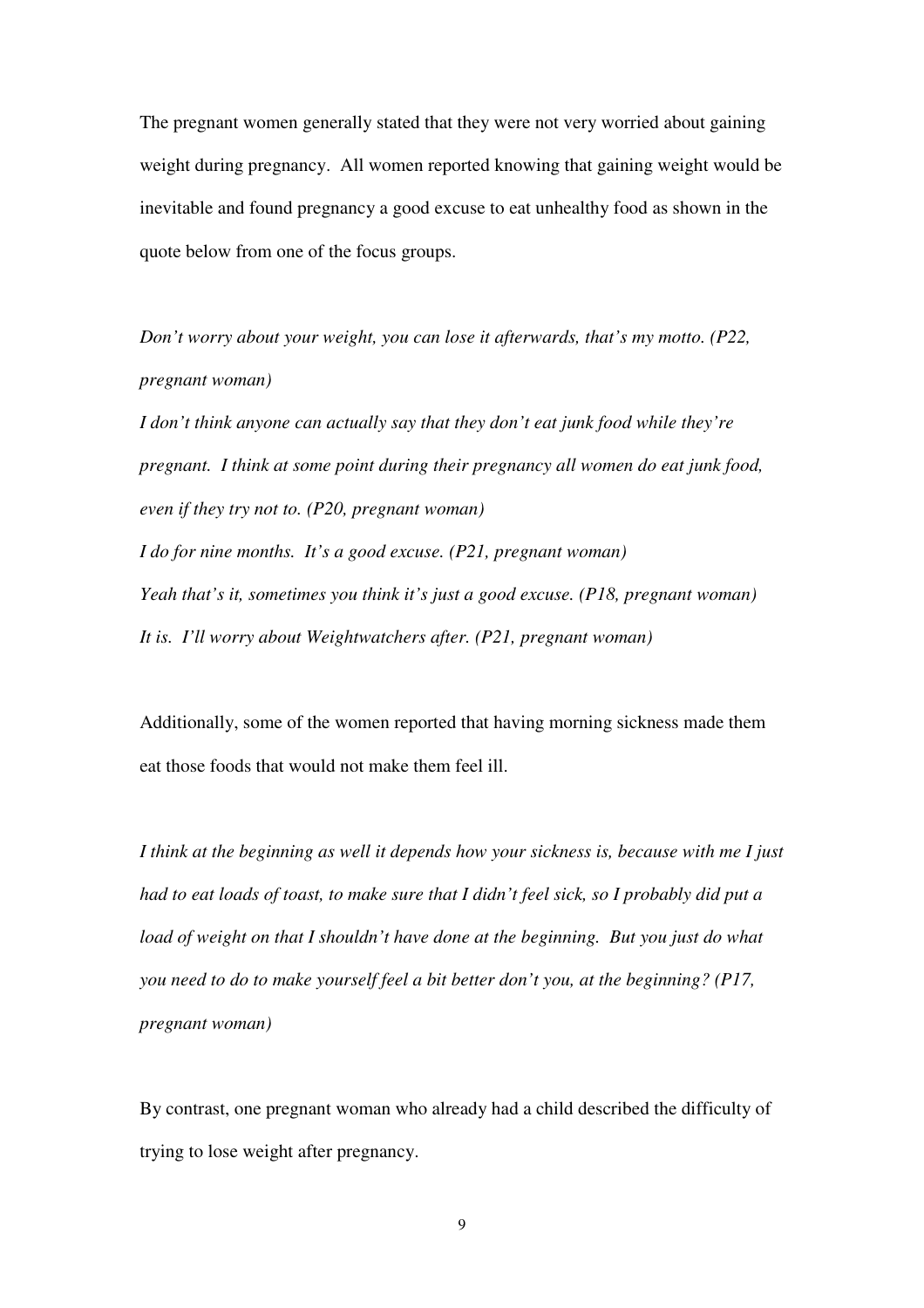The pregnant women generally stated that they were not very worried about gaining weight during pregnancy. All women reported knowing that gaining weight would be inevitable and found pregnancy a good excuse to eat unhealthy food as shown in the quote below from one of the focus groups.

*Don't worry about your weight, you can lose it afterwards, that's my motto. (P22, pregnant woman)*
*I don't think anyone can actually say that they don't eat junk food while they're pregnant. I think at some point during their pregnancy all women do eat junk food, even if they try not to. (P20, pregnant woman)*
*I do for nine months. It's a good excuse. (P21, pregnant woman)*
*Yeah that's it, sometimes you think it's just a good excuse. (P18, pregnant woman)*
*It is. I'll worry about Weightwatchers after. (P21, pregnant woman)*

Additionally, some of the women reported that having morning sickness made them eat those foods that would not make them feel ill.

*I think at the beginning as well it depends how your sickness is, because with me I just had to eat loads of toast, to make sure that I didn't feel sick, so I probably did put a load of weight on that I shouldn't have done at the beginning. But you just do what you need to do to make yourself feel a bit better don't you, at the beginning? (P17, pregnant woman)*

By contrast, one pregnant woman who already had a child described the difficulty of trying to lose weight after pregnancy.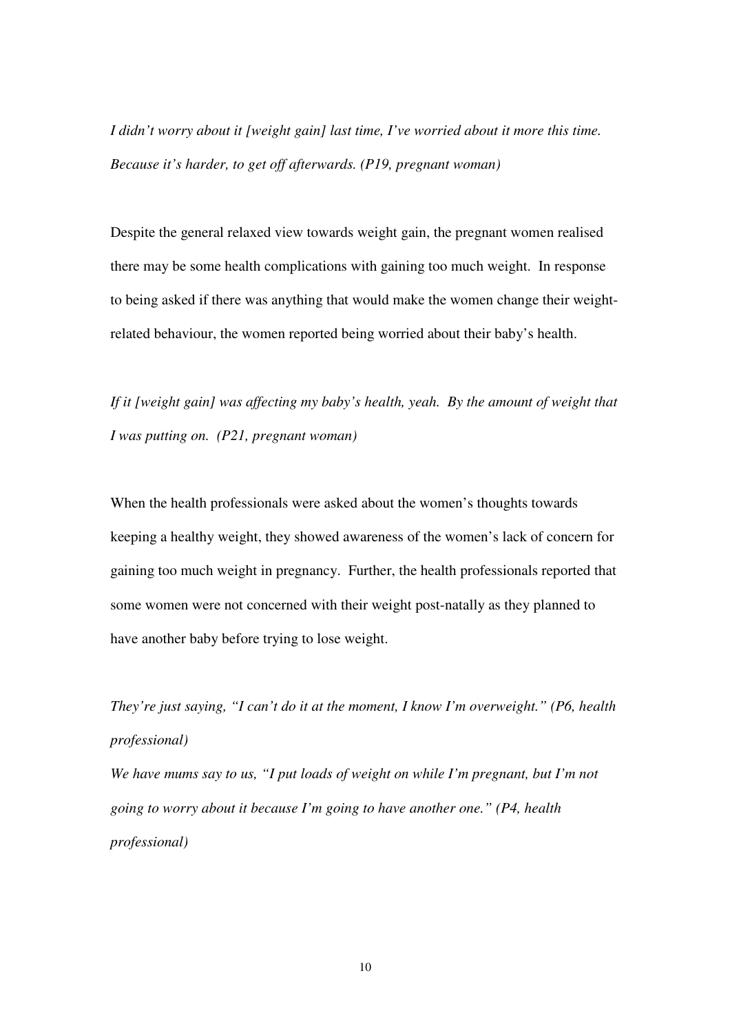*I didn't worry about it [weight gain] last time, I've worried about it more this time. Because it's harder, to get off afterwards. (P19, pregnant woman)*

Despite the general relaxed view towards weight gain, the pregnant women realised there may be some health complications with gaining too much weight. In response to being asked if there was anything that would make the women change their weight-related behaviour, the women reported being worried about their baby's health.

*If it [weight gain] was affecting my baby's health, yeah. By the amount of weight that I was putting on. (P21, pregnant woman)*

When the health professionals were asked about the women's thoughts towards keeping a healthy weight, they showed awareness of the women's lack of concern for gaining too much weight in pregnancy. Further, the health professionals reported that some women were not concerned with their weight post-natally as they planned to have another baby before trying to lose weight.

*They're just saying, "I can't do it at the moment, I know I'm overweight." (P6, health professional)*
*We have mums say to us, "I put loads of weight on while I'm pregnant, but I'm not going to worry about it because I'm going to have another one." (P4, health professional)*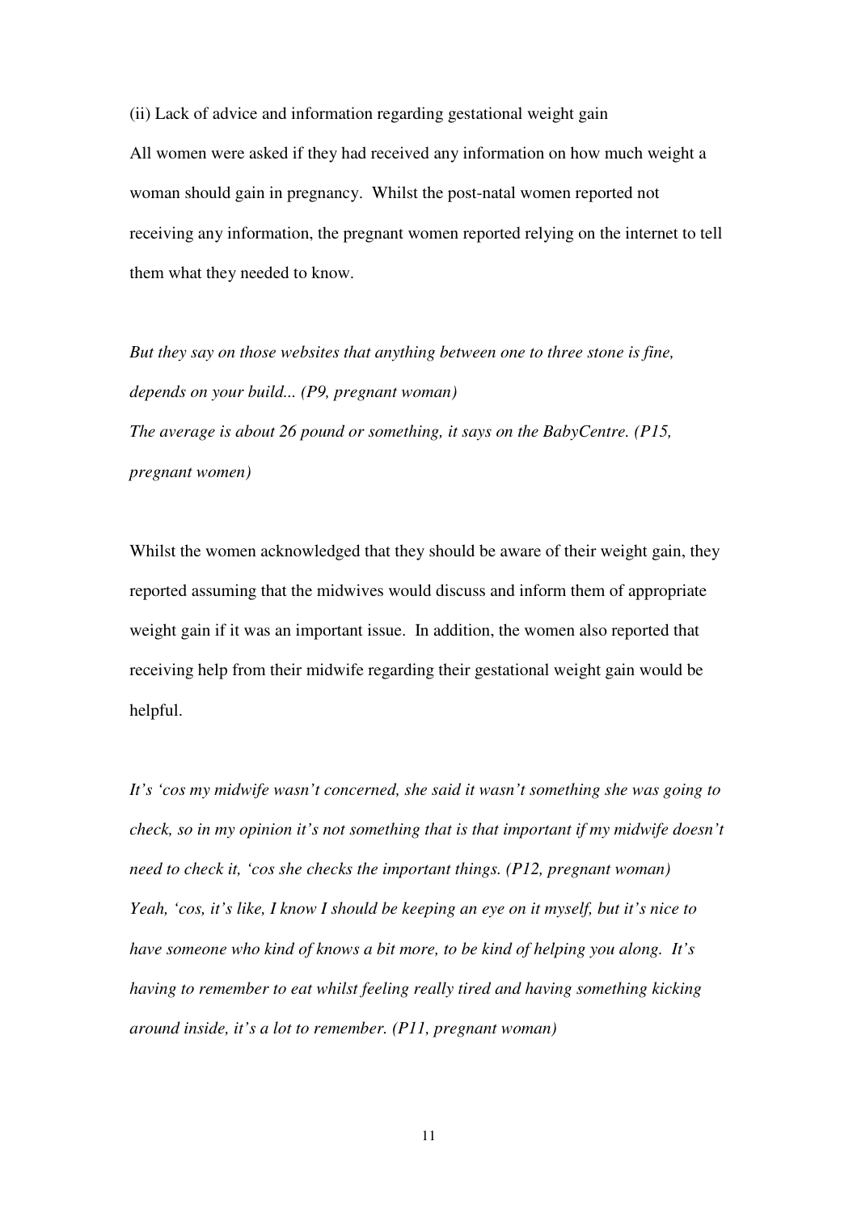(ii) Lack of advice and information regarding gestational weight gain

All women were asked if they had received any information on how much weight a woman should gain in pregnancy. Whilst the post-natal women reported not receiving any information, the pregnant women reported relying on the internet to tell them what they needed to know.

*But they say on those websites that anything between one to three stone is fine, depends on your build... (P9, pregnant woman)*

*The average is about 26 pound or something, it says on the BabyCentre. (P15, pregnant women)*

Whilst the women acknowledged that they should be aware of their weight gain, they reported assuming that the midwives would discuss and inform them of appropriate weight gain if it was an important issue. In addition, the women also reported that receiving help from their midwife regarding their gestational weight gain would be helpful.

*It's 'cos my midwife wasn't concerned, she said it wasn't something she was going to check, so in my opinion it's not something that is that important if my midwife doesn't need to check it, 'cos she checks the important things. (P12, pregnant woman)*

*Yeah, 'cos, it's like, I know I should be keeping an eye on it myself, but it's nice to have someone who kind of knows a bit more, to be kind of helping you along. It's having to remember to eat whilst feeling really tired and having something kicking around inside, it's a lot to remember. (P11, pregnant woman)*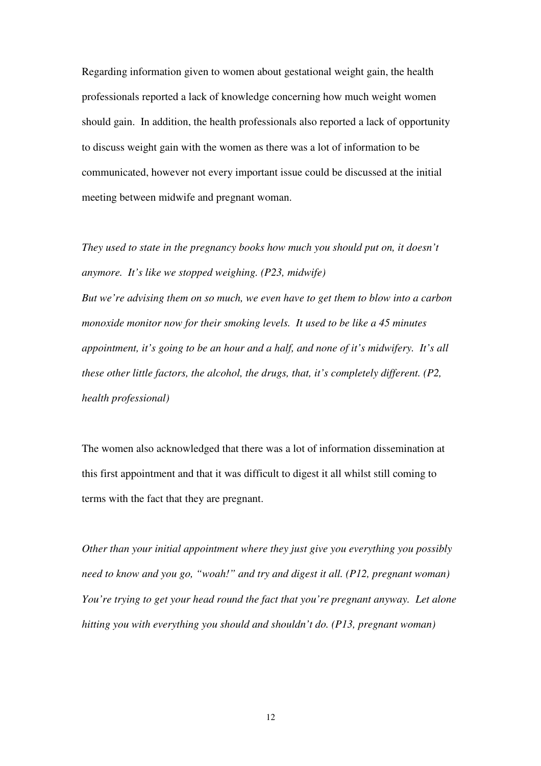Regarding information given to women about gestational weight gain, the health professionals reported a lack of knowledge concerning how much weight women should gain. In addition, the health professionals also reported a lack of opportunity to discuss weight gain with the women as there was a lot of information to be communicated, however not every important issue could be discussed at the initial meeting between midwife and pregnant woman.

*They used to state in the pregnancy books how much you should put on, it doesn't anymore. It's like we stopped weighing. (P23, midwife)*

*But we're advising them on so much, we even have to get them to blow into a carbon monoxide monitor now for their smoking levels. It used to be like a 45 minutes appointment, it's going to be an hour and a half, and none of it's midwifery. It's all these other little factors, the alcohol, the drugs, that, it's completely different. (P2, health professional)*

The women also acknowledged that there was a lot of information dissemination at this first appointment and that it was difficult to digest it all whilst still coming to terms with the fact that they are pregnant.

*Other than your initial appointment where they just give you everything you possibly need to know and you go, "woah!" and try and digest it all. (P12, pregnant woman)*

*You're trying to get your head round the fact that you're pregnant anyway. Let alone hitting you with everything you should and shouldn't do. (P13, pregnant woman)*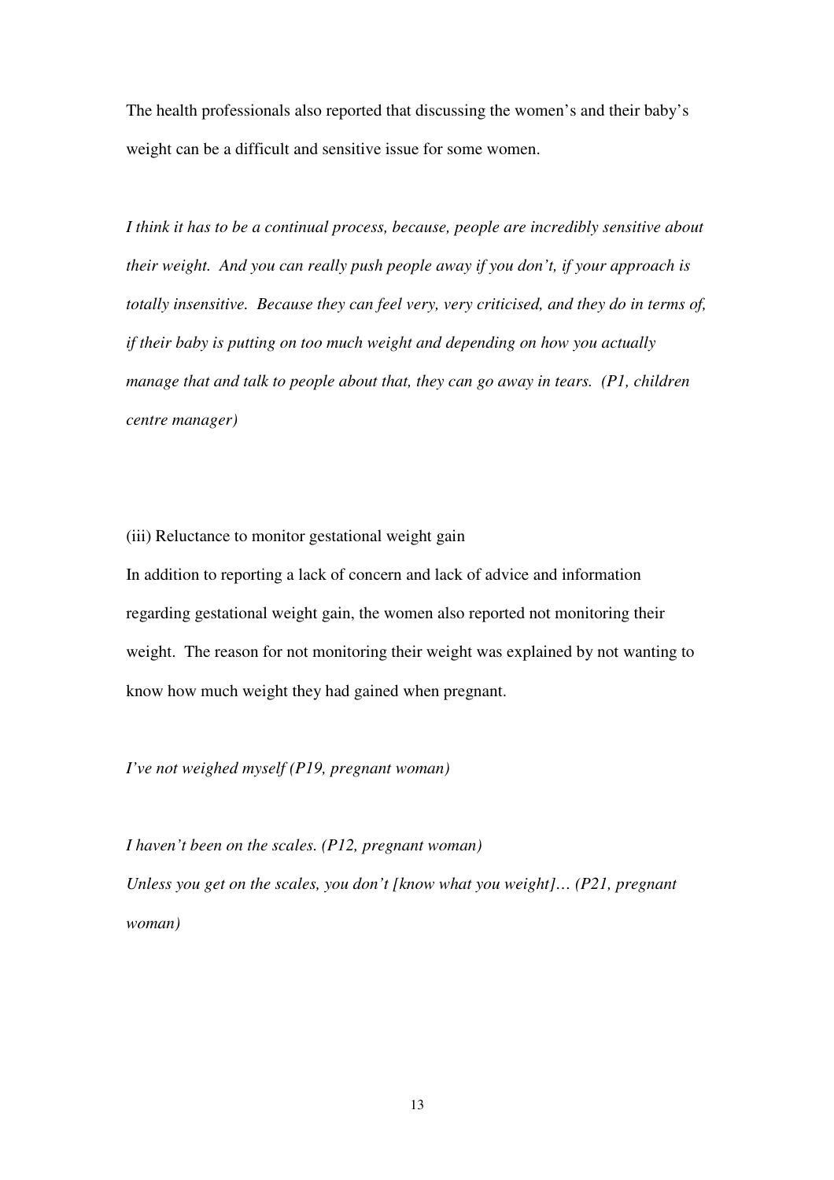The health professionals also reported that discussing the women's and their baby's weight can be a difficult and sensitive issue for some women.

*I think it has to be a continual process, because, people are incredibly sensitive about their weight. And you can really push people away if you don't, if your approach is totally insensitive. Because they can feel very, very criticised, and they do in terms of, if their baby is putting on too much weight and depending on how you actually manage that and talk to people about that, they can go away in tears. (P1, children centre manager)*

(iii) Reluctance to monitor gestational weight gain

In addition to reporting a lack of concern and lack of advice and information regarding gestational weight gain, the women also reported not monitoring their weight. The reason for not monitoring their weight was explained by not wanting to know how much weight they had gained when pregnant.

*I've not weighed myself (P19, pregnant woman)*

*I haven't been on the scales. (P12, pregnant woman)*

*Unless you get on the scales, you don't [know what you weight]… (P21, pregnant woman)*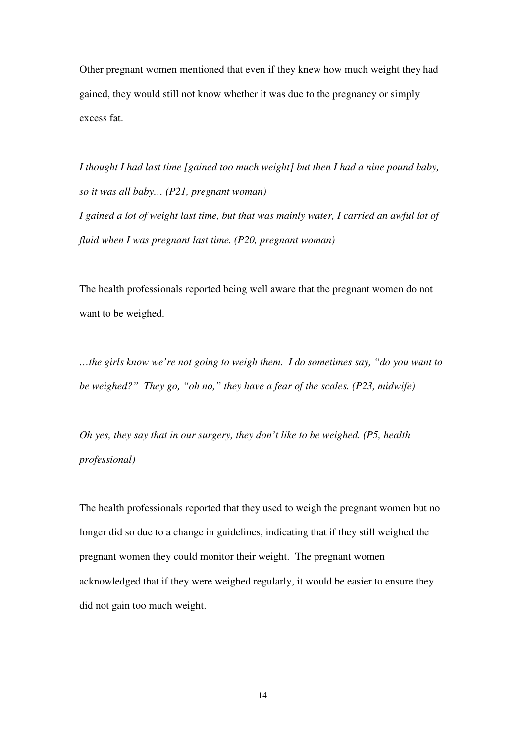Other pregnant women mentioned that even if they knew how much weight they had gained, they would still not know whether it was due to the pregnancy or simply excess fat.

*I thought I had last time [gained too much weight] but then I had a nine pound baby, so it was all baby… (P21, pregnant woman)*

*I gained a lot of weight last time, but that was mainly water, I carried an awful lot of fluid when I was pregnant last time. (P20, pregnant woman)*

The health professionals reported being well aware that the pregnant women do not want to be weighed.

*…the girls know we're not going to weigh them. I do sometimes say, "do you want to be weighed?" They go, "oh no," they have a fear of the scales. (P23, midwife)*

*Oh yes, they say that in our surgery, they don't like to be weighed. (P5, health professional)*

The health professionals reported that they used to weigh the pregnant women but no longer did so due to a change in guidelines, indicating that if they still weighed the pregnant women they could monitor their weight. The pregnant women acknowledged that if they were weighed regularly, it would be easier to ensure they did not gain too much weight.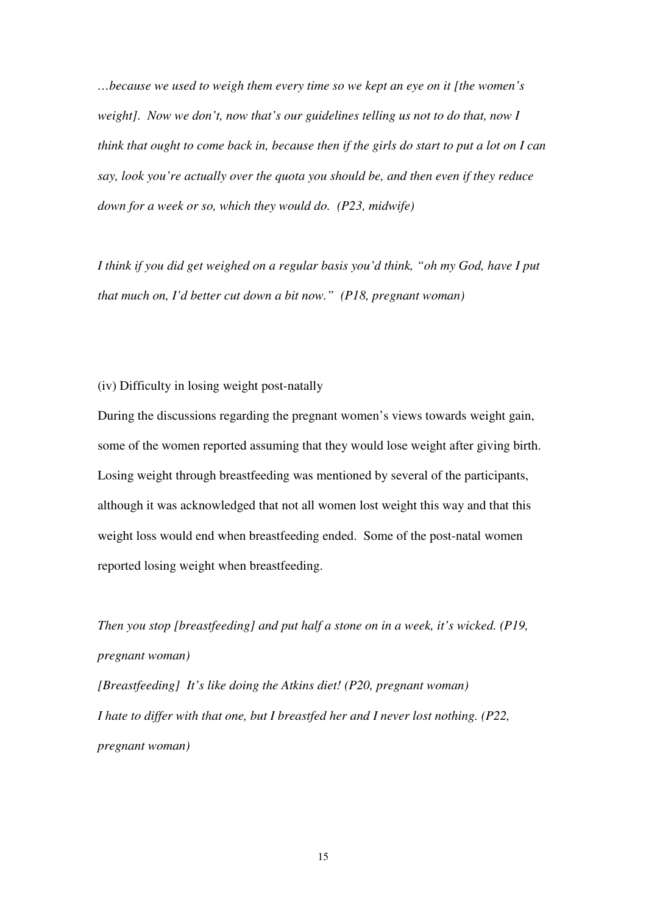*…because we used to weigh them every time so we kept an eye on it [the women's weight]. Now we don't, now that's our guidelines telling us not to do that, now I think that ought to come back in, because then if the girls do start to put a lot on I can say, look you're actually over the quota you should be, and then even if they reduce down for a week or so, which they would do. (P23, midwife)*

*I think if you did get weighed on a regular basis you'd think, "oh my God, have I put that much on, I'd better cut down a bit now." (P18, pregnant woman)*

(iv) Difficulty in losing weight post-natally

During the discussions regarding the pregnant women's views towards weight gain, some of the women reported assuming that they would lose weight after giving birth. Losing weight through breastfeeding was mentioned by several of the participants, although it was acknowledged that not all women lost weight this way and that this weight loss would end when breastfeeding ended. Some of the post-natal women reported losing weight when breastfeeding.

*Then you stop [breastfeeding] and put half a stone on in a week, it's wicked. (P19, pregnant woman)*
*[Breastfeeding] It's like doing the Atkins diet! (P20, pregnant woman)*
*I hate to differ with that one, but I breastfed her and I never lost nothing. (P22, pregnant woman)*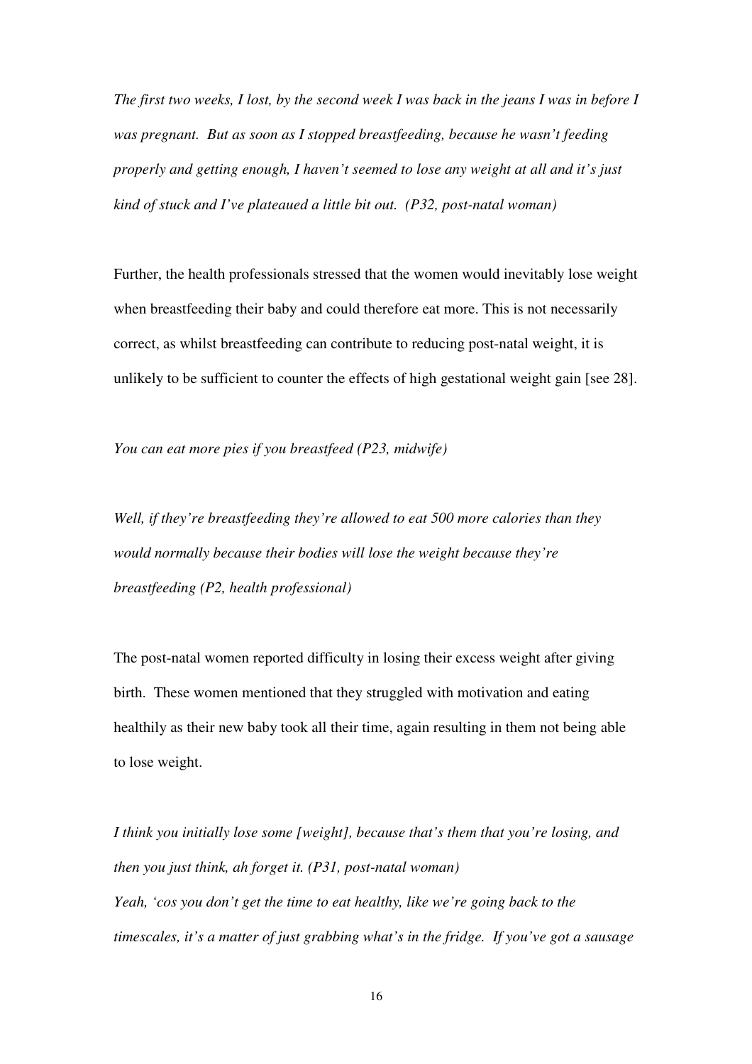*The first two weeks, I lost, by the second week I was back in the jeans I was in before I was pregnant. But as soon as I stopped breastfeeding, because he wasn't feeding properly and getting enough, I haven't seemed to lose any weight at all and it's just kind of stuck and I've plateaued a little bit out. (P32, post-natal woman)*

Further, the health professionals stressed that the women would inevitably lose weight when breastfeeding their baby and could therefore eat more. This is not necessarily correct, as whilst breastfeeding can contribute to reducing post-natal weight, it is unlikely to be sufficient to counter the effects of high gestational weight gain [see 28].

*You can eat more pies if you breastfeed (P23, midwife)*

*Well, if they're breastfeeding they're allowed to eat 500 more calories than they would normally because their bodies will lose the weight because they're breastfeeding (P2, health professional)*

The post-natal women reported difficulty in losing their excess weight after giving birth. These women mentioned that they struggled with motivation and eating healthily as their new baby took all their time, again resulting in them not being able to lose weight.

*I think you initially lose some [weight], because that's them that you're losing, and then you just think, ah forget it. (P31, post-natal woman)*
*Yeah, 'cos you don't get the time to eat healthy, like we're going back to the timescales, it's a matter of just grabbing what's in the fridge. If you've got a sausage*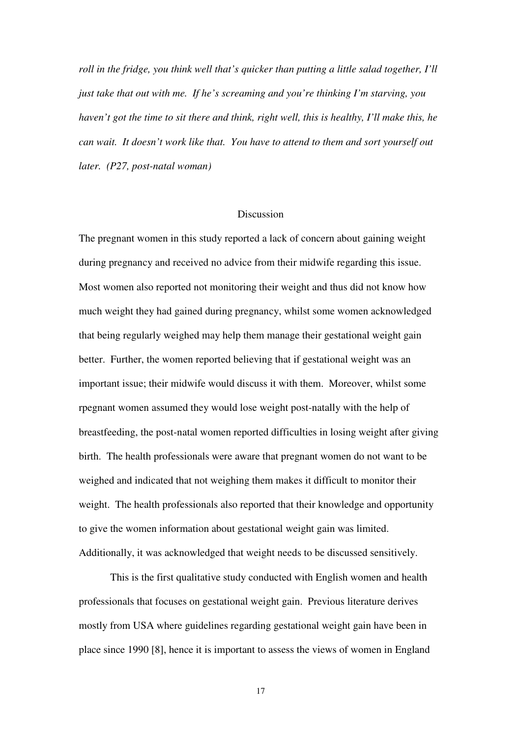*roll in the fridge, you think well that's quicker than putting a little salad together, I'll just take that out with me. If he's screaming and you're thinking I'm starving, you haven't got the time to sit there and think, right well, this is healthy, I'll make this, he can wait. It doesn't work like that. You have to attend to them and sort yourself out later. (P27, post-natal woman)*

## Discussion

The pregnant women in this study reported a lack of concern about gaining weight during pregnancy and received no advice from their midwife regarding this issue. Most women also reported not monitoring their weight and thus did not know how much weight they had gained during pregnancy, whilst some women acknowledged that being regularly weighed may help them manage their gestational weight gain better. Further, the women reported believing that if gestational weight was an important issue; their midwife would discuss it with them. Moreover, whilst some rpegnant women assumed they would lose weight post-natally with the help of breastfeeding, the post-natal women reported difficulties in losing weight after giving birth. The health professionals were aware that pregnant women do not want to be weighed and indicated that not weighing them makes it difficult to monitor their weight. The health professionals also reported that their knowledge and opportunity to give the women information about gestational weight gain was limited. Additionally, it was acknowledged that weight needs to be discussed sensitively.

This is the first qualitative study conducted with English women and health professionals that focuses on gestational weight gain. Previous literature derives mostly from USA where guidelines regarding gestational weight gain have been in place since 1990 [8], hence it is important to assess the views of women in England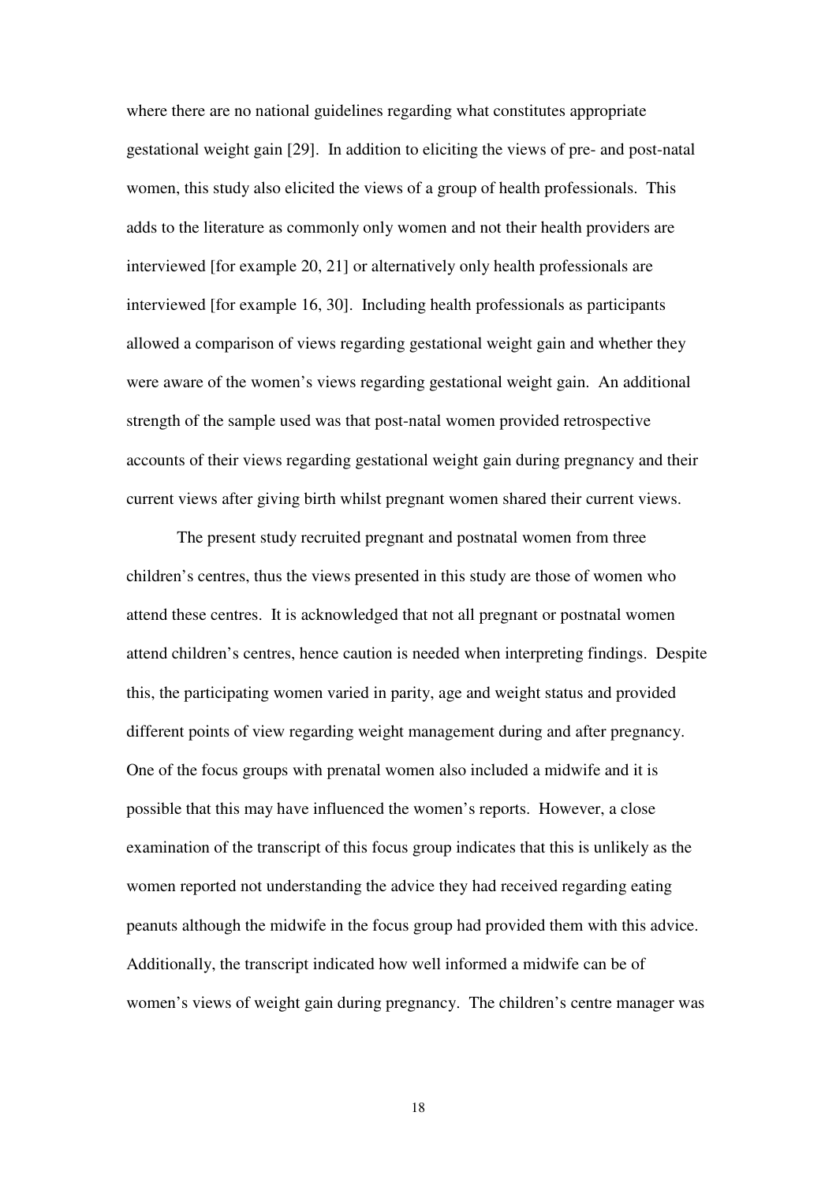where there are no national guidelines regarding what constitutes appropriate gestational weight gain [29]. In addition to eliciting the views of pre- and post-natal women, this study also elicited the views of a group of health professionals. This adds to the literature as commonly only women and not their health providers are interviewed [for example 20, 21] or alternatively only health professionals are interviewed [for example 16, 30]. Including health professionals as participants allowed a comparison of views regarding gestational weight gain and whether they were aware of the women's views regarding gestational weight gain. An additional strength of the sample used was that post-natal women provided retrospective accounts of their views regarding gestational weight gain during pregnancy and their current views after giving birth whilst pregnant women shared their current views.

The present study recruited pregnant and postnatal women from three children's centres, thus the views presented in this study are those of women who attend these centres. It is acknowledged that not all pregnant or postnatal women attend children's centres, hence caution is needed when interpreting findings. Despite this, the participating women varied in parity, age and weight status and provided different points of view regarding weight management during and after pregnancy. One of the focus groups with prenatal women also included a midwife and it is possible that this may have influenced the women's reports. However, a close examination of the transcript of this focus group indicates that this is unlikely as the women reported not understanding the advice they had received regarding eating peanuts although the midwife in the focus group had provided them with this advice. Additionally, the transcript indicated how well informed a midwife can be of women's views of weight gain during pregnancy. The children's centre manager was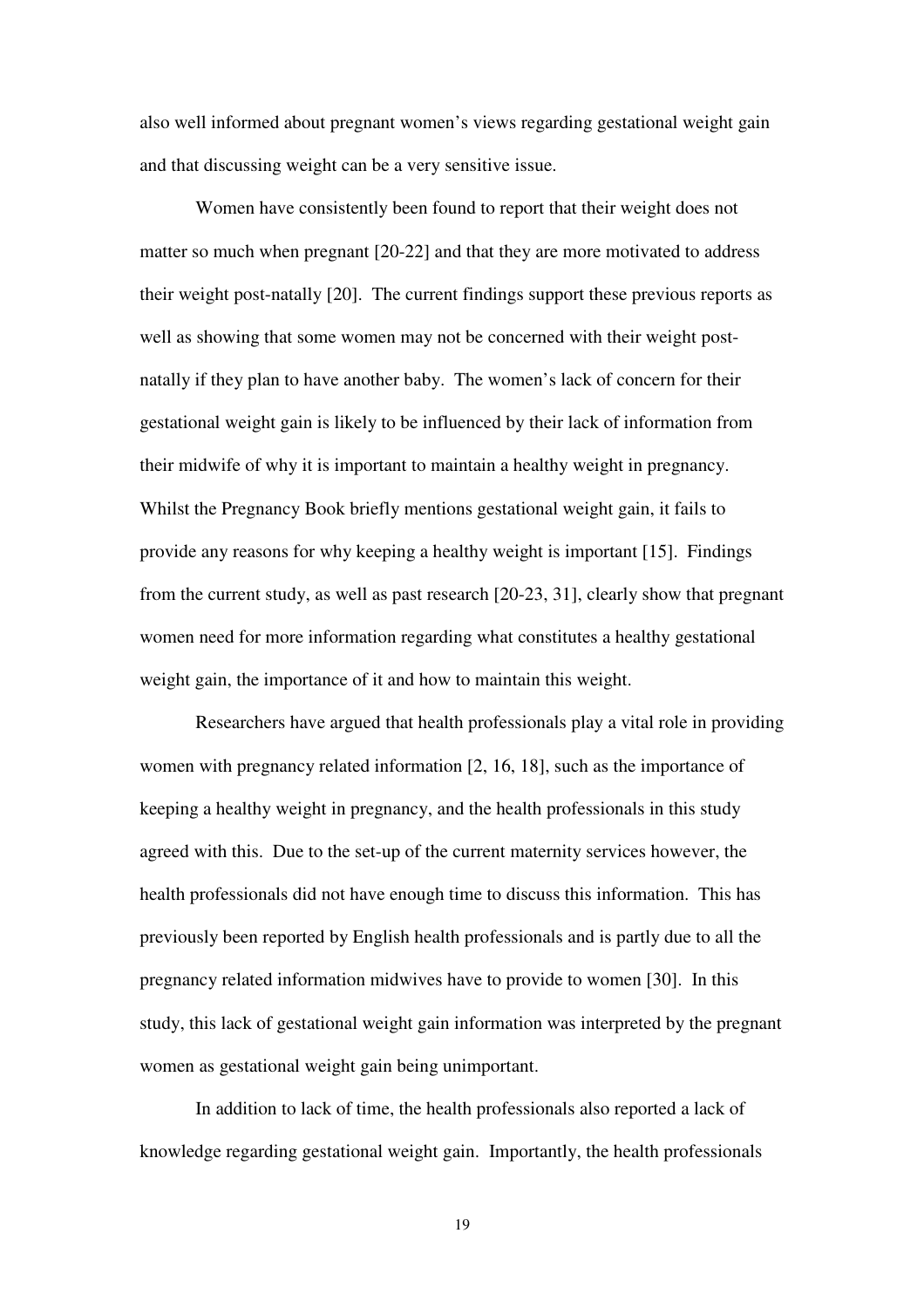also well informed about pregnant women's views regarding gestational weight gain and that discussing weight can be a very sensitive issue.

Women have consistently been found to report that their weight does not matter so much when pregnant [20-22] and that they are more motivated to address their weight post-natally [20]. The current findings support these previous reports as well as showing that some women may not be concerned with their weight post-natally if they plan to have another baby. The women's lack of concern for their gestational weight gain is likely to be influenced by their lack of information from their midwife of why it is important to maintain a healthy weight in pregnancy. Whilst the Pregnancy Book briefly mentions gestational weight gain, it fails to provide any reasons for why keeping a healthy weight is important [15]. Findings from the current study, as well as past research [20-23, 31], clearly show that pregnant women need for more information regarding what constitutes a healthy gestational weight gain, the importance of it and how to maintain this weight.

Researchers have argued that health professionals play a vital role in providing women with pregnancy related information [2, 16, 18], such as the importance of keeping a healthy weight in pregnancy, and the health professionals in this study agreed with this. Due to the set-up of the current maternity services however, the health professionals did not have enough time to discuss this information. This has previously been reported by English health professionals and is partly due to all the pregnancy related information midwives have to provide to women [30]. In this study, this lack of gestational weight gain information was interpreted by the pregnant women as gestational weight gain being unimportant.

In addition to lack of time, the health professionals also reported a lack of knowledge regarding gestational weight gain. Importantly, the health professionals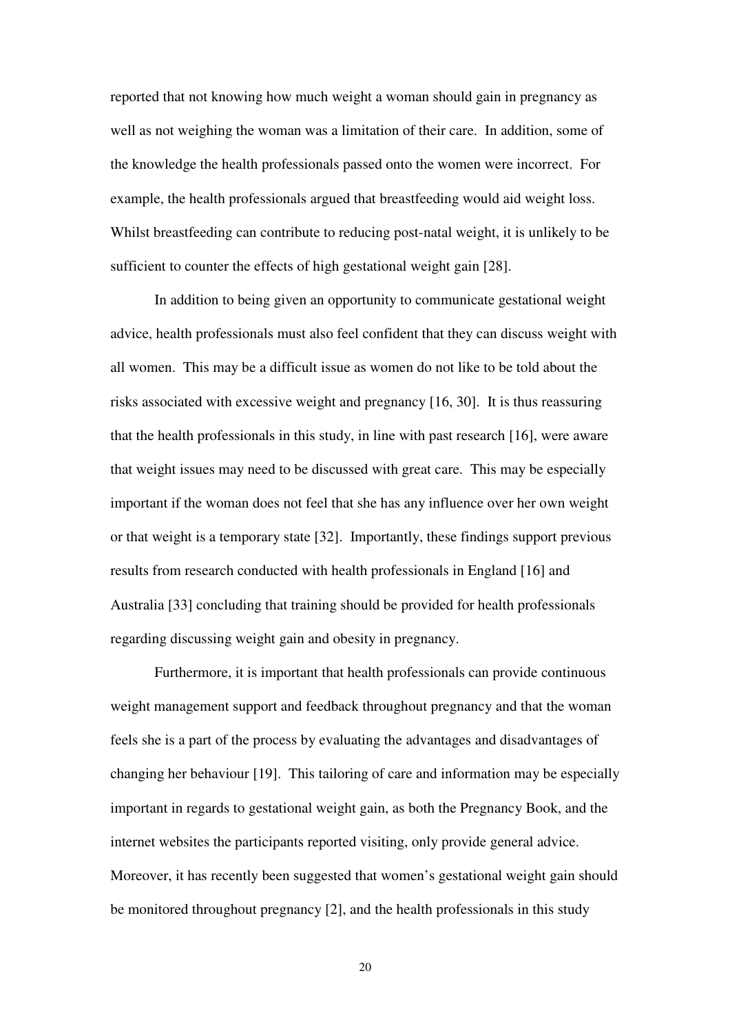reported that not knowing how much weight a woman should gain in pregnancy as well as not weighing the woman was a limitation of their care. In addition, some of the knowledge the health professionals passed onto the women were incorrect. For example, the health professionals argued that breastfeeding would aid weight loss. Whilst breastfeeding can contribute to reducing post-natal weight, it is unlikely to be sufficient to counter the effects of high gestational weight gain [28].

In addition to being given an opportunity to communicate gestational weight advice, health professionals must also feel confident that they can discuss weight with all women. This may be a difficult issue as women do not like to be told about the risks associated with excessive weight and pregnancy [16, 30]. It is thus reassuring that the health professionals in this study, in line with past research [16], were aware that weight issues may need to be discussed with great care. This may be especially important if the woman does not feel that she has any influence over her own weight or that weight is a temporary state [32]. Importantly, these findings support previous results from research conducted with health professionals in England [16] and Australia [33] concluding that training should be provided for health professionals regarding discussing weight gain and obesity in pregnancy.

Furthermore, it is important that health professionals can provide continuous weight management support and feedback throughout pregnancy and that the woman feels she is a part of the process by evaluating the advantages and disadvantages of changing her behaviour [19]. This tailoring of care and information may be especially important in regards to gestational weight gain, as both the Pregnancy Book, and the internet websites the participants reported visiting, only provide general advice. Moreover, it has recently been suggested that women's gestational weight gain should be monitored throughout pregnancy [2], and the health professionals in this study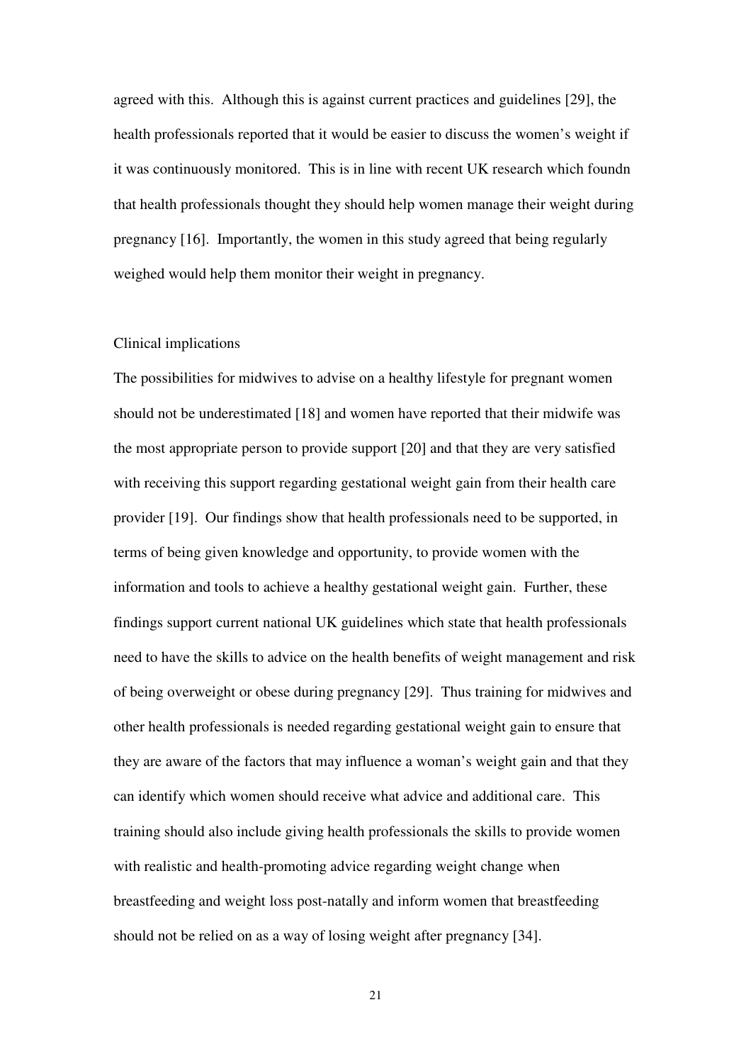agreed with this. Although this is against current practices and guidelines [29], the health professionals reported that it would be easier to discuss the women's weight if it was continuously monitored. This is in line with recent UK research which foundn that health professionals thought they should help women manage their weight during pregnancy [16]. Importantly, the women in this study agreed that being regularly weighed would help them monitor their weight in pregnancy.

## Clinical implications

The possibilities for midwives to advise on a healthy lifestyle for pregnant women should not be underestimated [18] and women have reported that their midwife was the most appropriate person to provide support [20] and that they are very satisfied with receiving this support regarding gestational weight gain from their health care provider [19]. Our findings show that health professionals need to be supported, in terms of being given knowledge and opportunity, to provide women with the information and tools to achieve a healthy gestational weight gain. Further, these findings support current national UK guidelines which state that health professionals need to have the skills to advice on the health benefits of weight management and risk of being overweight or obese during pregnancy [29]. Thus training for midwives and other health professionals is needed regarding gestational weight gain to ensure that they are aware of the factors that may influence a woman's weight gain and that they can identify which women should receive what advice and additional care. This training should also include giving health professionals the skills to provide women with realistic and health-promoting advice regarding weight change when breastfeeding and weight loss post-natally and inform women that breastfeeding should not be relied on as a way of losing weight after pregnancy [34].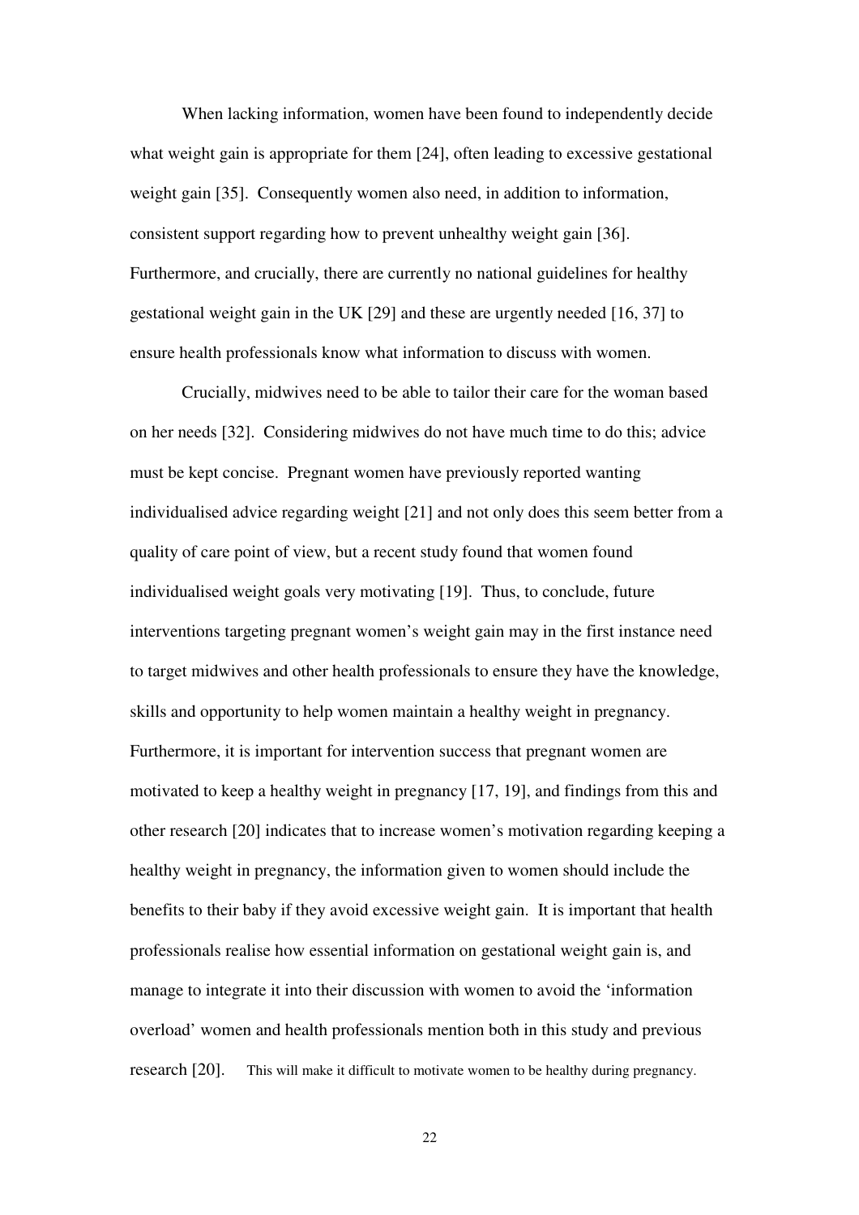When lacking information, women have been found to independently decide what weight gain is appropriate for them [24], often leading to excessive gestational weight gain [35]. Consequently women also need, in addition to information, consistent support regarding how to prevent unhealthy weight gain [36]. Furthermore, and crucially, there are currently no national guidelines for healthy gestational weight gain in the UK [29] and these are urgently needed [16, 37] to ensure health professionals know what information to discuss with women.

Crucially, midwives need to be able to tailor their care for the woman based on her needs [32]. Considering midwives do not have much time to do this; advice must be kept concise. Pregnant women have previously reported wanting individualised advice regarding weight [21] and not only does this seem better from a quality of care point of view, but a recent study found that women found individualised weight goals very motivating [19]. Thus, to conclude, future interventions targeting pregnant women's weight gain may in the first instance need to target midwives and other health professionals to ensure they have the knowledge, skills and opportunity to help women maintain a healthy weight in pregnancy. Furthermore, it is important for intervention success that pregnant women are motivated to keep a healthy weight in pregnancy [17, 19], and findings from this and other research [20] indicates that to increase women's motivation regarding keeping a healthy weight in pregnancy, the information given to women should include the benefits to their baby if they avoid excessive weight gain. It is important that health professionals realise how essential information on gestational weight gain is, and manage to integrate it into their discussion with women to avoid the 'information overload' women and health professionals mention both in this study and previous research [20]. This will make it difficult to motivate women to be healthy during pregnancy.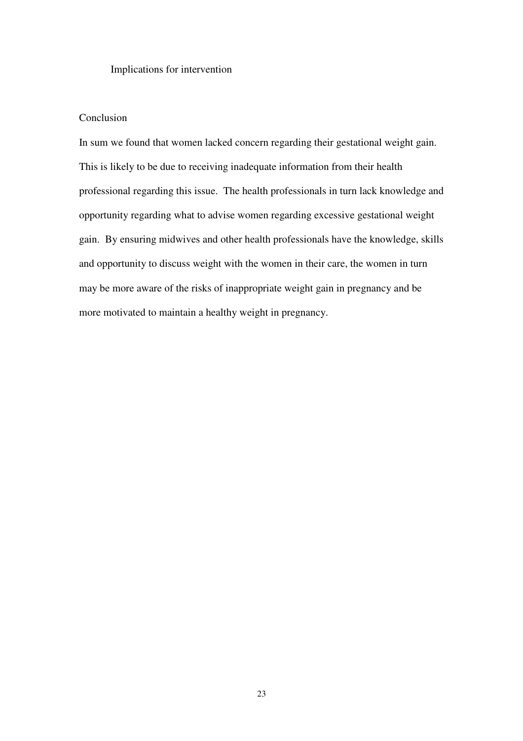### Implications for intervention

## Conclusion

In sum we found that women lacked concern regarding their gestational weight gain. This is likely to be due to receiving inadequate information from their health professional regarding this issue. The health professionals in turn lack knowledge and opportunity regarding what to advise women regarding excessive gestational weight gain. By ensuring midwives and other health professionals have the knowledge, skills and opportunity to discuss weight with the women in their care, the women in turn may be more aware of the risks of inappropriate weight gain in pregnancy and be more motivated to maintain a healthy weight in pregnancy.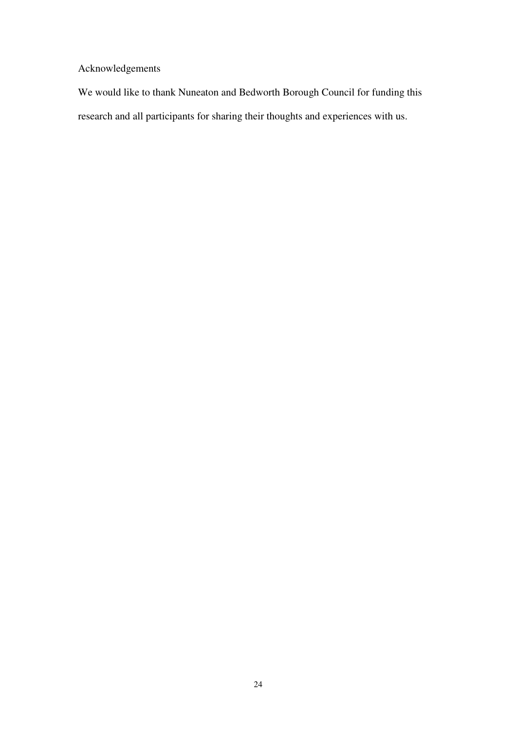## Acknowledgements

We would like to thank Nuneaton and Bedworth Borough Council for funding this research and all participants for sharing their thoughts and experiences with us.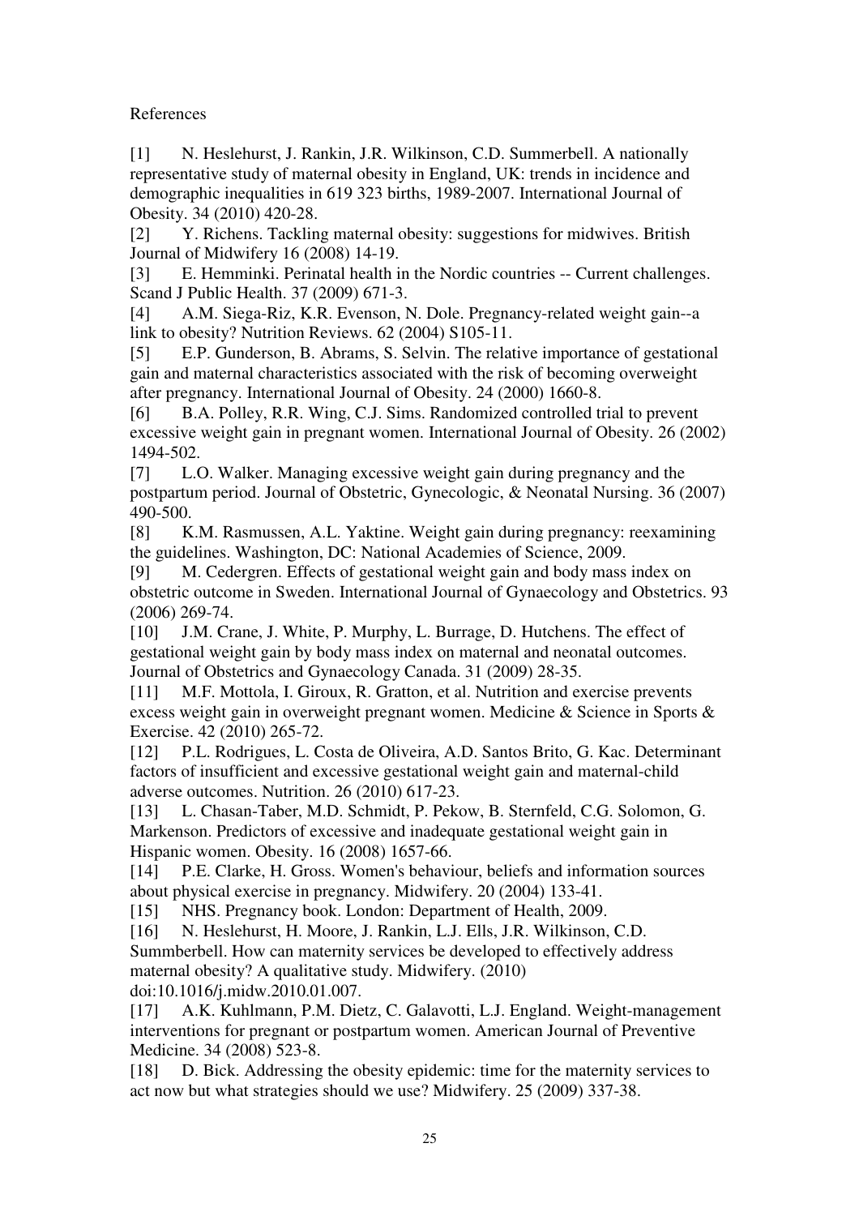References

[1] N. Heslehurst, J. Rankin, J.R. Wilkinson, C.D. Summerbell. A nationally representative study of maternal obesity in England, UK: trends in incidence and demographic inequalities in 619 323 births, 1989-2007. International Journal of Obesity. 34 (2010) 420-28.

[2] Y. Richens. Tackling maternal obesity: suggestions for midwives. British Journal of Midwifery 16 (2008) 14-19.

[3] E. Hemminki. Perinatal health in the Nordic countries -- Current challenges. Scand J Public Health. 37 (2009) 671-3.

[4] A.M. Siega-Riz, K.R. Evenson, N. Dole. Pregnancy-related weight gain--a link to obesity? Nutrition Reviews. 62 (2004) S105-11.

[5] E.P. Gunderson, B. Abrams, S. Selvin. The relative importance of gestational gain and maternal characteristics associated with the risk of becoming overweight after pregnancy. International Journal of Obesity. 24 (2000) 1660-8.

[6] B.A. Polley, R.R. Wing, C.J. Sims. Randomized controlled trial to prevent excessive weight gain in pregnant women. International Journal of Obesity. 26 (2002) 1494-502.

[7] L.O. Walker. Managing excessive weight gain during pregnancy and the postpartum period. Journal of Obstetric, Gynecologic, & Neonatal Nursing. 36 (2007) 490-500.

[8] K.M. Rasmussen, A.L. Yaktine. Weight gain during pregnancy: reexamining the guidelines. Washington, DC: National Academies of Science, 2009.

[9] M. Cedergren. Effects of gestational weight gain and body mass index on obstetric outcome in Sweden. International Journal of Gynaecology and Obstetrics. 93 (2006) 269-74.

[10] J.M. Crane, J. White, P. Murphy, L. Burrage, D. Hutchens. The effect of gestational weight gain by body mass index on maternal and neonatal outcomes. Journal of Obstetrics and Gynaecology Canada. 31 (2009) 28-35.

[11] M.F. Mottola, I. Giroux, R. Gratton, et al. Nutrition and exercise prevents excess weight gain in overweight pregnant women. Medicine & Science in Sports & Exercise. 42 (2010) 265-72.

[12] P.L. Rodrigues, L. Costa de Oliveira, A.D. Santos Brito, G. Kac. Determinant factors of insufficient and excessive gestational weight gain and maternal-child adverse outcomes. Nutrition. 26 (2010) 617-23.

[13] L. Chasan-Taber, M.D. Schmidt, P. Pekow, B. Sternfeld, C.G. Solomon, G. Markenson. Predictors of excessive and inadequate gestational weight gain in Hispanic women. Obesity. 16 (2008) 1657-66.

[14] P.E. Clarke, H. Gross. Women's behaviour, beliefs and information sources about physical exercise in pregnancy. Midwifery. 20 (2004) 133-41.

[15] NHS. Pregnancy book. London: Department of Health, 2009.

[16] N. Heslehurst, H. Moore, J. Rankin, L.J. Ells, J.R. Wilkinson, C.D. Summberbell. How can maternity services be developed to effectively address maternal obesity? A qualitative study. Midwifery. (2010) doi:10.1016/j.midw.2010.01.007.

[17] A.K. Kuhlmann, P.M. Dietz, C. Galavotti, L.J. England. Weight-management interventions for pregnant or postpartum women. American Journal of Preventive Medicine. 34 (2008) 523-8.

[18] D. Bick. Addressing the obesity epidemic: time for the maternity services to act now but what strategies should we use? Midwifery. 25 (2009) 337-38.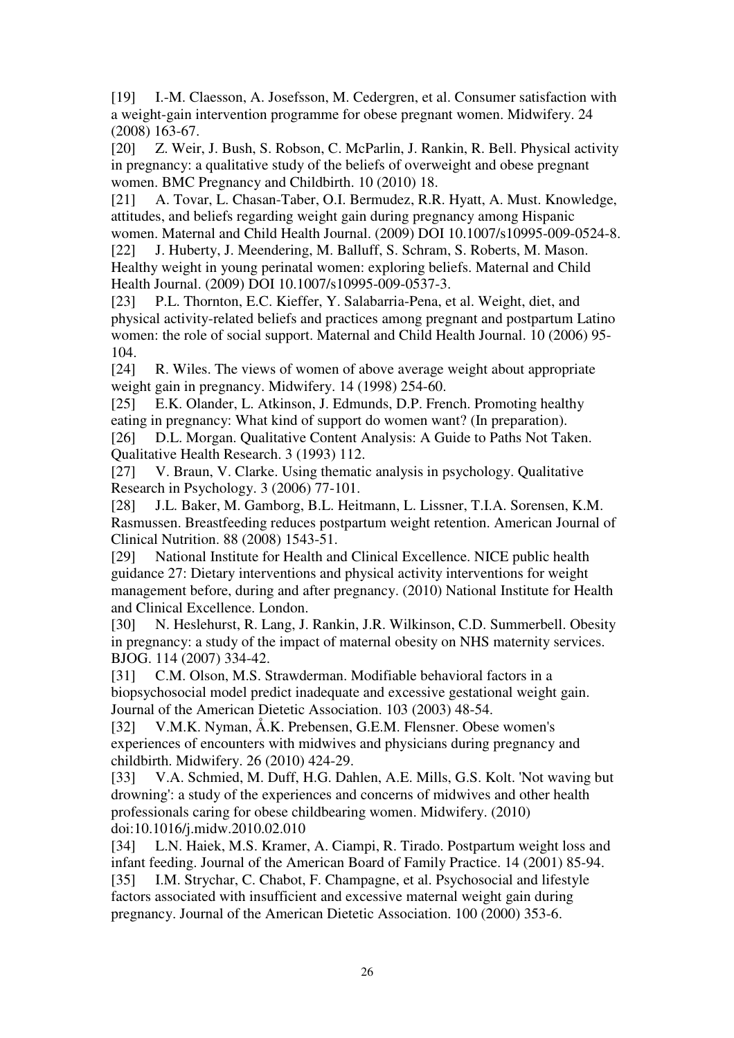[19] I.-M. Claesson, A. Josefsson, M. Cedergren, et al. Consumer satisfaction with a weight-gain intervention programme for obese pregnant women. Midwifery. 24 (2008) 163-67.

[20] Z. Weir, J. Bush, S. Robson, C. McParlin, J. Rankin, R. Bell. Physical activity in pregnancy: a qualitative study of the beliefs of overweight and obese pregnant women. BMC Pregnancy and Childbirth. 10 (2010) 18.

[21] A. Tovar, L. Chasan-Taber, O.I. Bermudez, R.R. Hyatt, A. Must. Knowledge, attitudes, and beliefs regarding weight gain during pregnancy among Hispanic women. Maternal and Child Health Journal. (2009) DOI 10.1007/s10995-009-0524-8.

[22] J. Huberty, J. Meendering, M. Balluff, S. Schram, S. Roberts, M. Mason. Healthy weight in young perinatal women: exploring beliefs. Maternal and Child Health Journal. (2009) DOI 10.1007/s10995-009-0537-3.

[23] P.L. Thornton, E.C. Kieffer, Y. Salabarria-Pena, et al. Weight, diet, and physical activity-related beliefs and practices among pregnant and postpartum Latino women: the role of social support. Maternal and Child Health Journal. 10 (2006) 95-104.

[24] R. Wiles. The views of women of above average weight about appropriate weight gain in pregnancy. Midwifery. 14 (1998) 254-60.

[25] E.K. Olander, L. Atkinson, J. Edmunds, D.P. French. Promoting healthy eating in pregnancy: What kind of support do women want? (In preparation).

[26] D.L. Morgan. Qualitative Content Analysis: A Guide to Paths Not Taken. Qualitative Health Research. 3 (1993) 112.

[27] V. Braun, V. Clarke. Using thematic analysis in psychology. Qualitative Research in Psychology. 3 (2006) 77-101.

[28] J.L. Baker, M. Gamborg, B.L. Heitmann, L. Lissner, T.I.A. Sorensen, K.M. Rasmussen. Breastfeeding reduces postpartum weight retention. American Journal of Clinical Nutrition. 88 (2008) 1543-51.

[29] National Institute for Health and Clinical Excellence. NICE public health guidance 27: Dietary interventions and physical activity interventions for weight management before, during and after pregnancy. (2010) National Institute for Health and Clinical Excellence. London.

[30] N. Heslehurst, R. Lang, J. Rankin, J.R. Wilkinson, C.D. Summerbell. Obesity in pregnancy: a study of the impact of maternal obesity on NHS maternity services. BJOG. 114 (2007) 334-42.

[31] C.M. Olson, M.S. Strawderman. Modifiable behavioral factors in a biopsychosocial model predict inadequate and excessive gestational weight gain. Journal of the American Dietetic Association. 103 (2003) 48-54.

[32] V.M.K. Nyman, Å.K. Prebensen, G.E.M. Flensner. Obese women's experiences of encounters with midwives and physicians during pregnancy and childbirth. Midwifery. 26 (2010) 424-29.

[33] V.A. Schmied, M. Duff, H.G. Dahlen, A.E. Mills, G.S. Kolt. 'Not waving but drowning': a study of the experiences and concerns of midwives and other health professionals caring for obese childbearing women. Midwifery. (2010) doi:10.1016/j.midw.2010.02.010

[34] L.N. Haiek, M.S. Kramer, A. Ciampi, R. Tirado. Postpartum weight loss and infant feeding. Journal of the American Board of Family Practice. 14 (2001) 85-94.

[35] I.M. Strychar, C. Chabot, F. Champagne, et al. Psychosocial and lifestyle factors associated with insufficient and excessive maternal weight gain during pregnancy. Journal of the American Dietetic Association. 100 (2000) 353-6.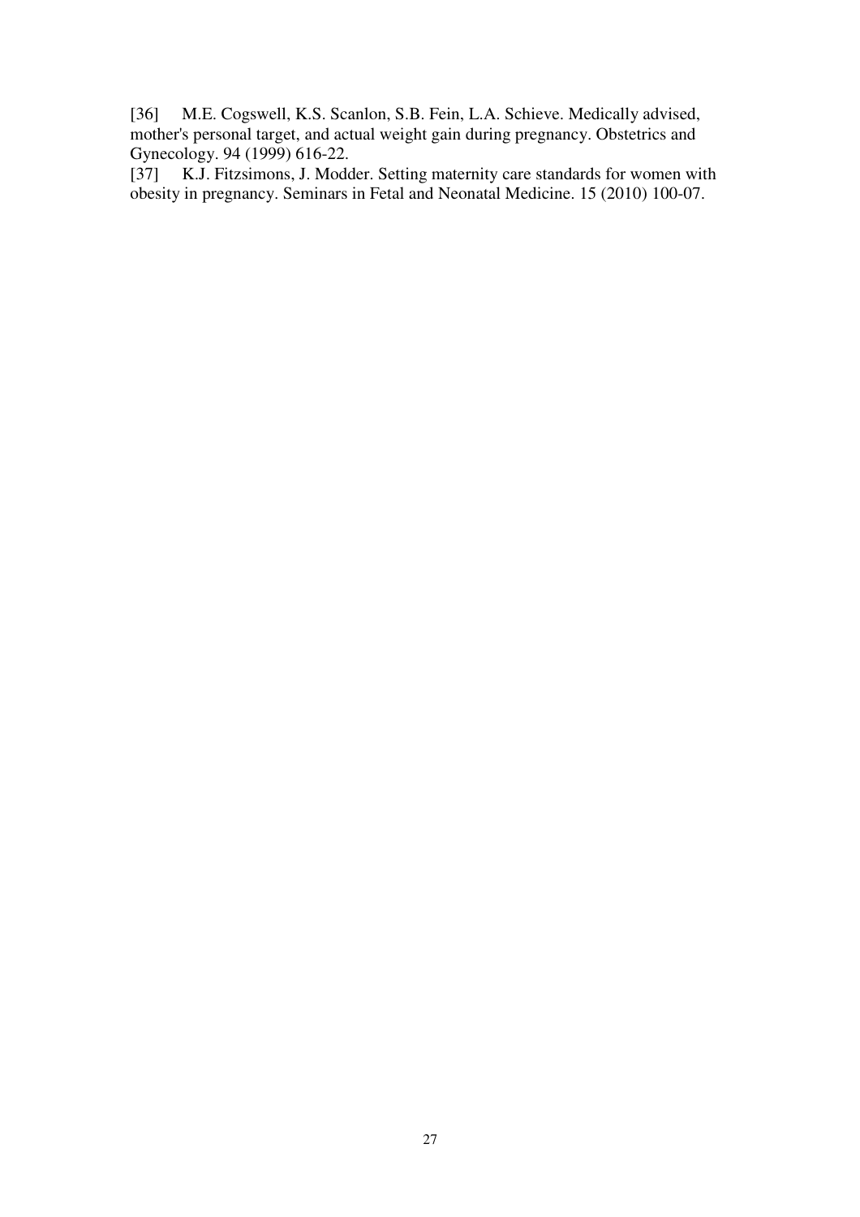[36] M.E. Cogswell, K.S. Scanlon, S.B. Fein, L.A. Schieve. Medically advised, mother's personal target, and actual weight gain during pregnancy. Obstetrics and Gynecology. 94 (1999) 616-22.

[37] K.J. Fitzsimons, J. Modder. Setting maternity care standards for women with obesity in pregnancy. Seminars in Fetal and Neonatal Medicine. 15 (2010) 100-07.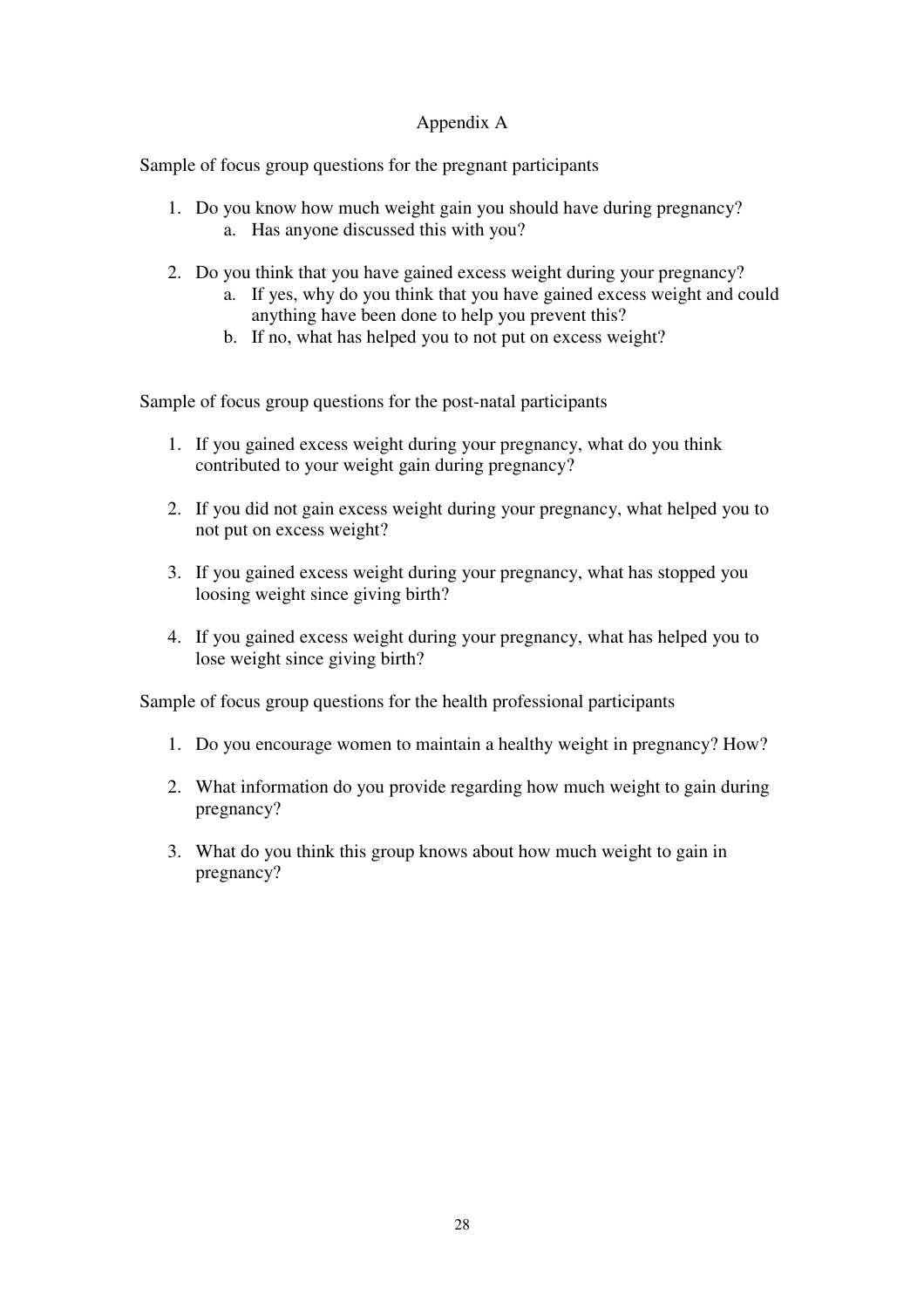# Appendix A

Sample of focus group questions for the pregnant participants

1. Do you know how much weight gain you should have during pregnancy?
    a. Has anyone discussed this with you?

2. Do you think that you have gained excess weight during your pregnancy?
    a. If yes, why do you think that you have gained excess weight and could anything have been done to help you prevent this?
    b. If no, what has helped you to not put on excess weight?

Sample of focus group questions for the post-natal participants

1. If you gained excess weight during your pregnancy, what do you think contributed to your weight gain during pregnancy?

2. If you did not gain excess weight during your pregnancy, what helped you to not put on excess weight?

3. If you gained excess weight during your pregnancy, what has stopped you loosing weight since giving birth?

4. If you gained excess weight during your pregnancy, what has helped you to lose weight since giving birth?

Sample of focus group questions for the health professional participants

1. Do you encourage women to maintain a healthy weight in pregnancy? How?

2. What information do you provide regarding how much weight to gain during pregnancy?

3. What do you think this group knows about how much weight to gain in pregnancy?